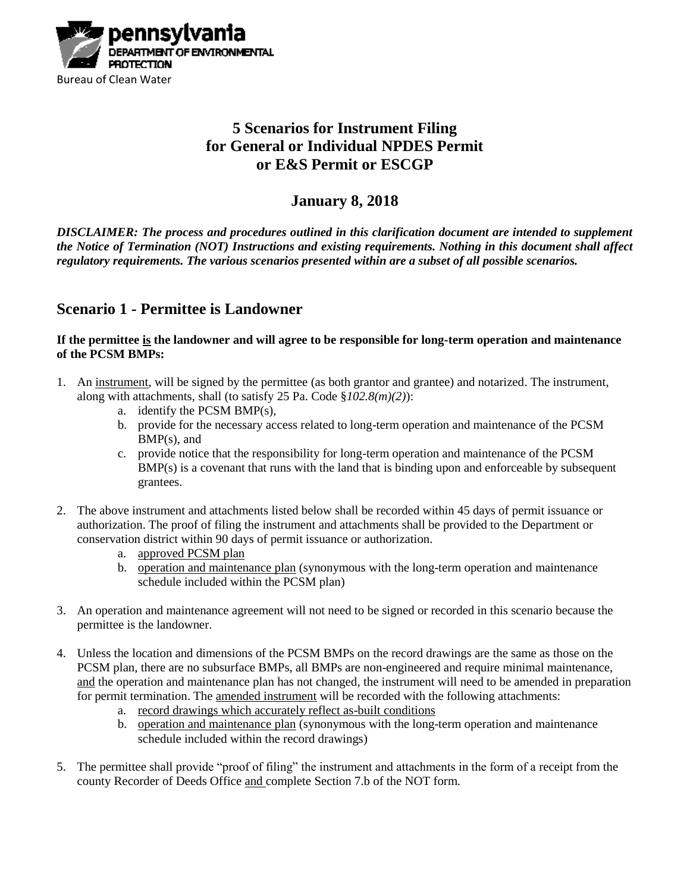pennsylvania
DEPARTMENT OF ENVIRONMENTAL PROTECTION

Bureau of Clean Water

# 5 Scenarios for Instrument Filing for General or Individual NPDES Permit or E&S Permit or ESCGP

## January 8, 2018

***DISCLAIMER: The process and procedures outlined in this clarification document are intended to supplement the Notice of Termination (NOT) Instructions and existing requirements. Nothing in this document shall affect regulatory requirements. The various scenarios presented within are a subset of all possible scenarios.***

## Scenario 1 - Permittee is Landowner

**If the permittee <u>is</u> the landowner and will agree to be responsible for long-term operation and maintenance of the PCSM BMPs:**

1. An <u>instrument</u>, will be signed by the permittee (as both grantor and grantee) and notarized. The instrument, along with attachments, shall (to satisfy 25 Pa. Code §*102.8(m)(2)*):
   a. identify the PCSM BMP(s),
   b. provide for the necessary access related to long-term operation and maintenance of the PCSM BMP(s), and
   c. provide notice that the responsibility for long-term operation and maintenance of the PCSM BMP(s) is a covenant that runs with the land that is binding upon and enforceable by subsequent grantees.
2. The above instrument and attachments listed below shall be recorded within 45 days of permit issuance or authorization. The proof of filing the instrument and attachments shall be provided to the Department or conservation district within 90 days of permit issuance or authorization.
   a. <u>approved PCSM plan</u>
   b. <u>operation and maintenance plan</u> (synonymous with the long-term operation and maintenance schedule included within the PCSM plan)
3. An operation and maintenance agreement will not need to be signed or recorded in this scenario because the permittee is the landowner.
4. Unless the location and dimensions of the PCSM BMPs on the record drawings are the same as those on the PCSM plan, there are no subsurface BMPs, all BMPs are non-engineered and require minimal maintenance, <u>and</u> the operation and maintenance plan has not changed, the instrument will need to be amended in preparation for permit termination. The <u>amended instrument</u> will be recorded with the following attachments:
   a. <u>record drawings which accurately reflect as-built conditions</u>
   b. <u>operation and maintenance plan</u> (synonymous with the long-term operation and maintenance schedule included within the record drawings)
5. The permittee shall provide "proof of filing" the instrument and attachments in the form of a receipt from the county Recorder of Deeds Office <u>and</u> complete Section 7.b of the NOT form.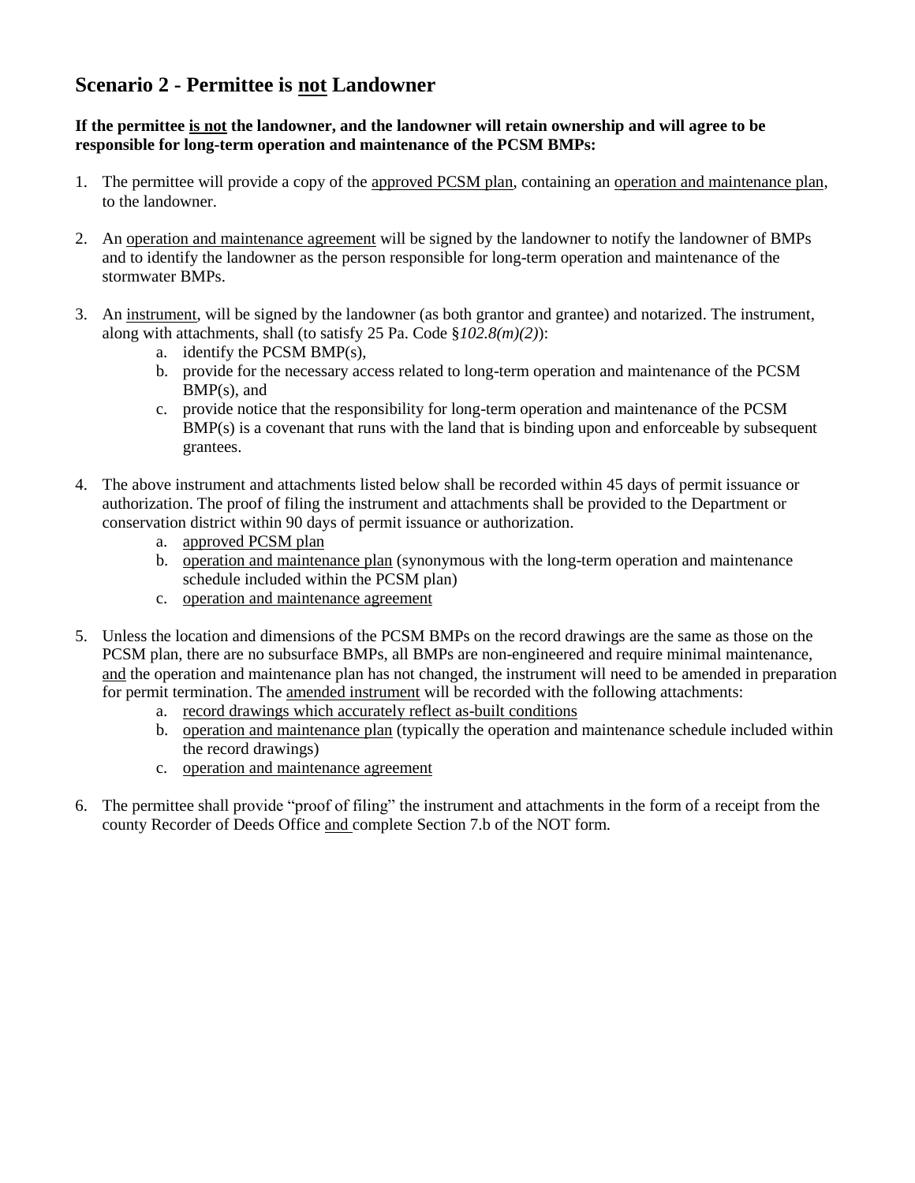## Scenario 2 - Permittee is not Landowner

**If the permittee is not the landowner, and the landowner will retain ownership and will agree to be responsible for long-term operation and maintenance of the PCSM BMPs:**

1. The permittee will provide a copy of the approved PCSM plan, containing an operation and maintenance plan, to the landowner.

2. An operation and maintenance agreement will be signed by the landowner to notify the landowner of BMPs and to identify the landowner as the person responsible for long-term operation and maintenance of the stormwater BMPs.

3. An instrument, will be signed by the landowner (as both grantor and grantee) and notarized. The instrument, along with attachments, shall (to satisfy 25 Pa. Code §*102.8(m)(2)*):
   a. identify the PCSM BMP(s),
   b. provide for the necessary access related to long-term operation and maintenance of the PCSM BMP(s), and
   c. provide notice that the responsibility for long-term operation and maintenance of the PCSM BMP(s) is a covenant that runs with the land that is binding upon and enforceable by subsequent grantees.

4. The above instrument and attachments listed below shall be recorded within 45 days of permit issuance or authorization. The proof of filing the instrument and attachments shall be provided to the Department or conservation district within 90 days of permit issuance or authorization.
   a. approved PCSM plan
   b. operation and maintenance plan (synonymous with the long-term operation and maintenance schedule included within the PCSM plan)
   c. operation and maintenance agreement

5. Unless the location and dimensions of the PCSM BMPs on the record drawings are the same as those on the PCSM plan, there are no subsurface BMPs, all BMPs are non-engineered and require minimal maintenance, and the operation and maintenance plan has not changed, the instrument will need to be amended in preparation for permit termination. The amended instrument will be recorded with the following attachments:
   a. record drawings which accurately reflect as-built conditions
   b. operation and maintenance plan (typically the operation and maintenance schedule included within the record drawings)
   c. operation and maintenance agreement

6. The permittee shall provide "proof of filing" the instrument and attachments in the form of a receipt from the county Recorder of Deeds Office and complete Section 7.b of the NOT form.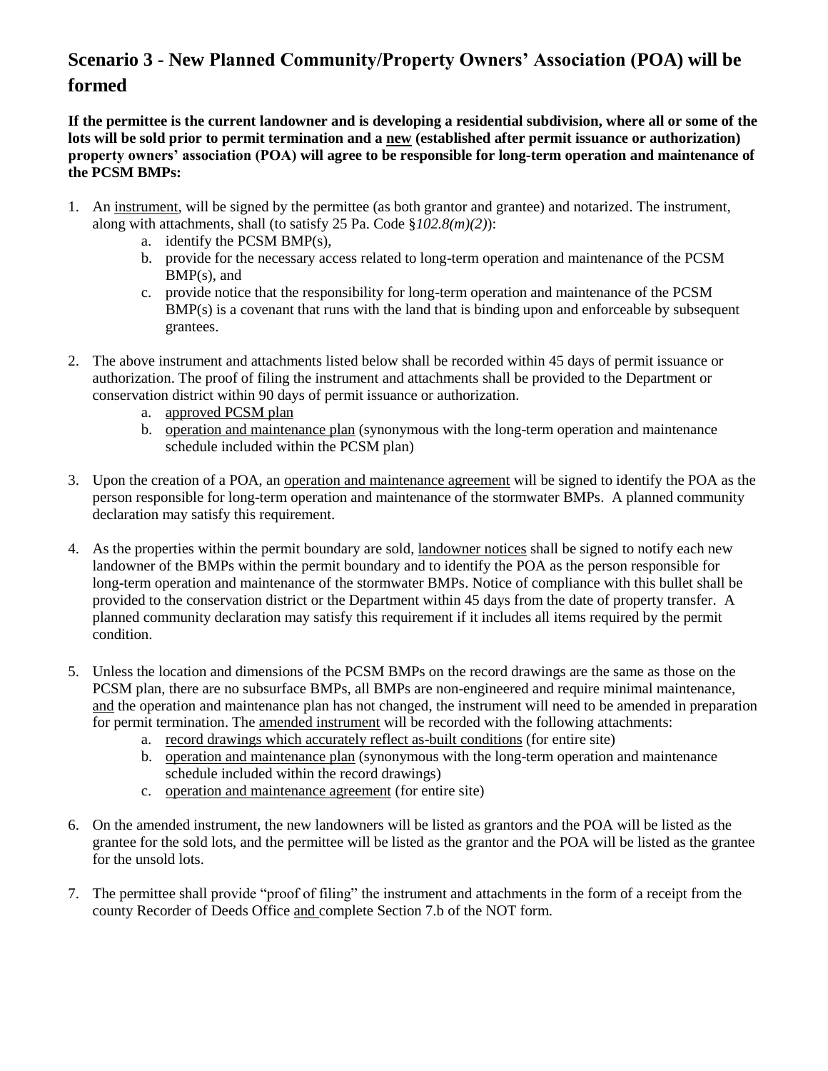## Scenario 3 - New Planned Community/Property Owners' Association (POA) will be formed

**If the permittee is the current landowner and is developing a residential subdivision, where all or some of the lots will be sold prior to permit termination and a <u>new</u> (established after permit issuance or authorization) property owners' association (POA) will agree to be responsible for long-term operation and maintenance of the PCSM BMPs:**

1. An <u>instrument</u>, will be signed by the permittee (as both grantor and grantee) and notarized. The instrument, along with attachments, shall (to satisfy 25 Pa. Code §*102.8(m)(2)*):
    a. identify the PCSM BMP(s),
    b. provide for the necessary access related to long-term operation and maintenance of the PCSM BMP(s), and
    c. provide notice that the responsibility for long-term operation and maintenance of the PCSM BMP(s) is a covenant that runs with the land that is binding upon and enforceable by subsequent grantees.

2. The above instrument and attachments listed below shall be recorded within 45 days of permit issuance or authorization. The proof of filing the instrument and attachments shall be provided to the Department or conservation district within 90 days of permit issuance or authorization.
    a. <u>approved PCSM plan</u>
    b. <u>operation and maintenance plan</u> (synonymous with the long-term operation and maintenance schedule included within the PCSM plan)

3. Upon the creation of a POA, an <u>operation and maintenance agreement</u> will be signed to identify the POA as the person responsible for long-term operation and maintenance of the stormwater BMPs. A planned community declaration may satisfy this requirement.

4. As the properties within the permit boundary are sold, <u>landowner notices</u> shall be signed to notify each new landowner of the BMPs within the permit boundary and to identify the POA as the person responsible for long-term operation and maintenance of the stormwater BMPs. Notice of compliance with this bullet shall be provided to the conservation district or the Department within 45 days from the date of property transfer. A planned community declaration may satisfy this requirement if it includes all items required by the permit condition.

5. Unless the location and dimensions of the PCSM BMPs on the record drawings are the same as those on the PCSM plan, there are no subsurface BMPs, all BMPs are non-engineered and require minimal maintenance, <u>and</u> the operation and maintenance plan has not changed, the instrument will need to be amended in preparation for permit termination. The <u>amended instrument</u> will be recorded with the following attachments:
    a. <u>record drawings which accurately reflect as-built conditions</u> (for entire site)
    b. <u>operation and maintenance plan</u> (synonymous with the long-term operation and maintenance schedule included within the record drawings)
    c. <u>operation and maintenance agreement</u> (for entire site)

6. On the amended instrument, the new landowners will be listed as grantors and the POA will be listed as the grantee for the sold lots, and the permittee will be listed as the grantor and the POA will be listed as the grantee for the unsold lots.

7. The permittee shall provide "proof of filing" the instrument and attachments in the form of a receipt from the county Recorder of Deeds Office <u>and</u> complete Section 7.b of the NOT form.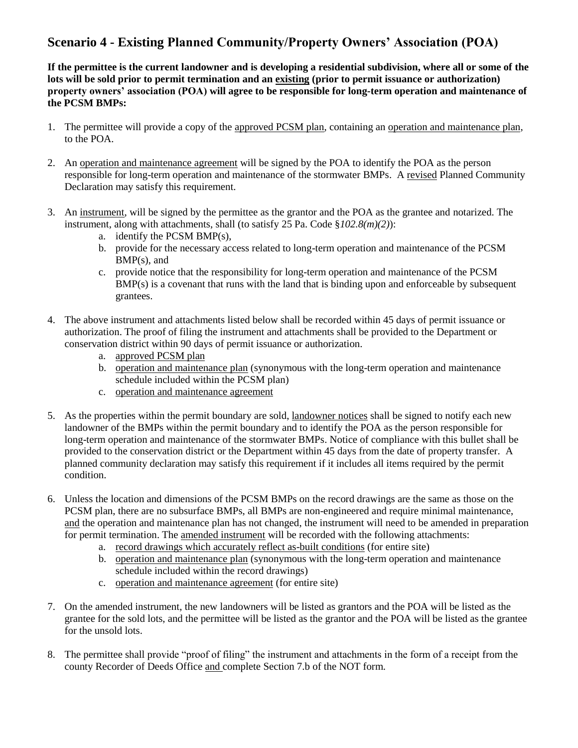## Scenario 4 - Existing Planned Community/Property Owners' Association (POA)

**If the permittee is the current landowner and is developing a residential subdivision, where all or some of the lots will be sold prior to permit termination and an existing (prior to permit issuance or authorization) property owners' association (POA) will agree to be responsible for long-term operation and maintenance of the PCSM BMPs:**

1. The permittee will provide a copy of the approved PCSM plan, containing an operation and maintenance plan, to the POA.

2. An operation and maintenance agreement will be signed by the POA to identify the POA as the person responsible for long-term operation and maintenance of the stormwater BMPs. A revised Planned Community Declaration may satisfy this requirement.

3. An instrument, will be signed by the permittee as the grantor and the POA as the grantee and notarized. The instrument, along with attachments, shall (to satisfy 25 Pa. Code §*102.8(m)(2)*):
   a. identify the PCSM BMP(s),
   b. provide for the necessary access related to long-term operation and maintenance of the PCSM BMP(s), and
   c. provide notice that the responsibility for long-term operation and maintenance of the PCSM BMP(s) is a covenant that runs with the land that is binding upon and enforceable by subsequent grantees.

4. The above instrument and attachments listed below shall be recorded within 45 days of permit issuance or authorization. The proof of filing the instrument and attachments shall be provided to the Department or conservation district within 90 days of permit issuance or authorization.
   a. approved PCSM plan
   b. operation and maintenance plan (synonymous with the long-term operation and maintenance schedule included within the PCSM plan)
   c. operation and maintenance agreement

5. As the properties within the permit boundary are sold, landowner notices shall be signed to notify each new landowner of the BMPs within the permit boundary and to identify the POA as the person responsible for long-term operation and maintenance of the stormwater BMPs. Notice of compliance with this bullet shall be provided to the conservation district or the Department within 45 days from the date of property transfer. A planned community declaration may satisfy this requirement if it includes all items required by the permit condition.

6. Unless the location and dimensions of the PCSM BMPs on the record drawings are the same as those on the PCSM plan, there are no subsurface BMPs, all BMPs are non-engineered and require minimal maintenance, and the operation and maintenance plan has not changed, the instrument will need to be amended in preparation for permit termination. The amended instrument will be recorded with the following attachments:
   a. record drawings which accurately reflect as-built conditions (for entire site)
   b. operation and maintenance plan (synonymous with the long-term operation and maintenance schedule included within the record drawings)
   c. operation and maintenance agreement (for entire site)

7. On the amended instrument, the new landowners will be listed as grantors and the POA will be listed as the grantee for the sold lots, and the permittee will be listed as the grantor and the POA will be listed as the grantee for the unsold lots.

8. The permittee shall provide "proof of filing" the instrument and attachments in the form of a receipt from the county Recorder of Deeds Office and complete Section 7.b of the NOT form.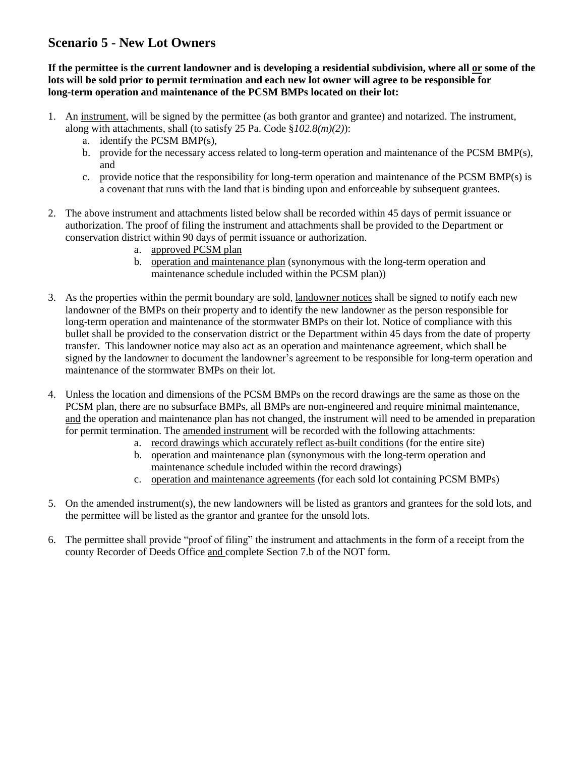## Scenario 5 - New Lot Owners

**If the permittee is the current landowner and is developing a residential subdivision, where all <u>or</u> some of the lots will be sold prior to permit termination and each new lot owner will agree to be responsible for long-term operation and maintenance of the PCSM BMPs located on their lot:**

1. An <u>instrument</u>, will be signed by the permittee (as both grantor and grantee) and notarized. The instrument, along with attachments, shall (to satisfy 25 Pa. Code §*102.8(m)(2)*):
   a. identify the PCSM BMP(s),
   b. provide for the necessary access related to long-term operation and maintenance of the PCSM BMP(s), and
   c. provide notice that the responsibility for long-term operation and maintenance of the PCSM BMP(s) is a covenant that runs with the land that is binding upon and enforceable by subsequent grantees.

2. The above instrument and attachments listed below shall be recorded within 45 days of permit issuance or authorization. The proof of filing the instrument and attachments shall be provided to the Department or conservation district within 90 days of permit issuance or authorization.
   a. <u>approved PCSM plan</u>
   b. <u>operation and maintenance plan</u> (synonymous with the long-term operation and maintenance schedule included within the PCSM plan))

3. As the properties within the permit boundary are sold, <u>landowner notices</u> shall be signed to notify each new landowner of the BMPs on their property and to identify the new landowner as the person responsible for long-term operation and maintenance of the stormwater BMPs on their lot. Notice of compliance with this bullet shall be provided to the conservation district or the Department within 45 days from the date of property transfer. This <u>landowner notice</u> may also act as an <u>operation and maintenance agreement</u>, which shall be signed by the landowner to document the landowner's agreement to be responsible for long-term operation and maintenance of the stormwater BMPs on their lot.

4. Unless the location and dimensions of the PCSM BMPs on the record drawings are the same as those on the PCSM plan, there are no subsurface BMPs, all BMPs are non-engineered and require minimal maintenance, <u>and</u> the operation and maintenance plan has not changed, the instrument will need to be amended in preparation for permit termination. The <u>amended instrument</u> will be recorded with the following attachments:
   a. <u>record drawings which accurately reflect as-built conditions</u> (for the entire site)
   b. <u>operation and maintenance plan</u> (synonymous with the long-term operation and maintenance schedule included within the record drawings)
   c. <u>operation and maintenance agreements</u> (for each sold lot containing PCSM BMPs)

5. On the amended instrument(s), the new landowners will be listed as grantors and grantees for the sold lots, and the permittee will be listed as the grantor and grantee for the unsold lots.

6. The permittee shall provide "proof of filing" the instrument and attachments in the form of a receipt from the county Recorder of Deeds Office <u>and</u> complete Section 7.b of the NOT form.